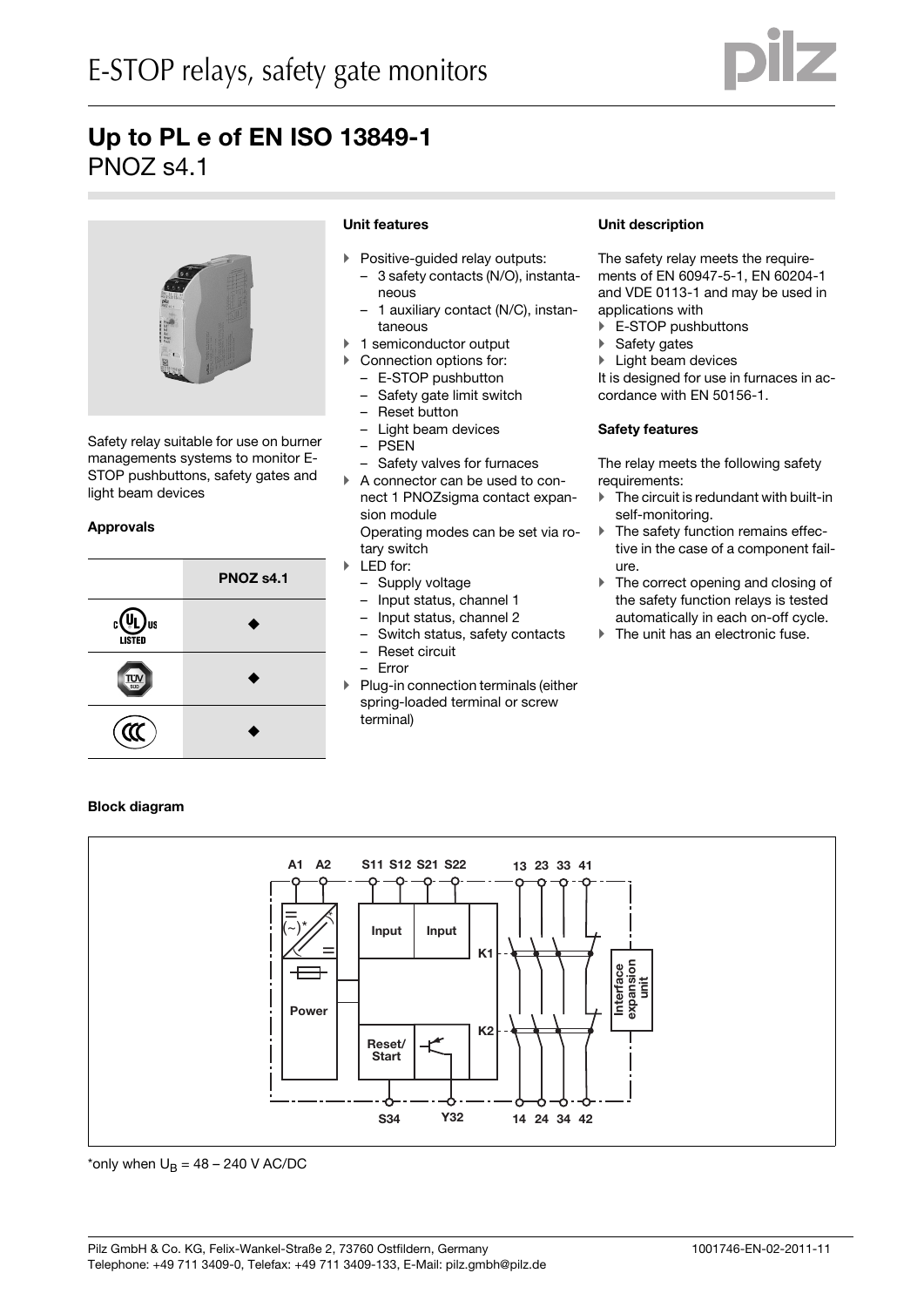# E-STOP relays, safety gate monitors

## Up to PL e of EN ISO 13849-1

PNOZ s4.1

Safety relay suitable for use on burner managements systems to monitor E-STOP pushbuttons, safety gates and light beam devices

### Approvals

| | PNOZ s4.1 |
|---|---|
| cULus LISTED | ◆ |
| TÜV SÜD | ◆ |
| CCC | ◆ |

### Unit features

- Positive-guided relay outputs:
  - 3 safety contacts (N/O), instantaneous
  - 1 auxiliary contact (N/C), instantaneous
- 1 semiconductor output
- Connection options for:
  - E-STOP pushbutton
  - Safety gate limit switch
  - Reset button
  - Light beam devices
  - PSEN
  - Safety valves for furnaces
- A connector can be used to connect 1 PNOZsigma contact expansion module
  Operating modes can be set via rotary switch
- LED for:
  - Supply voltage
  - Input status, channel 1
  - Input status, channel 2
  - Switch status, safety contacts
  - Reset circuit
  - Error
- Plug-in connection terminals (either spring-loaded terminal or screw terminal)

### Unit description

The safety relay meets the requirements of EN 60947-5-1, EN 60204-1 and VDE 0113-1 and may be used in applications with

- E-STOP pushbuttons
- Safety gates
- Light beam devices

It is designed for use in furnaces in accordance with EN 50156-1.

### Safety features

The relay meets the following safety requirements:

- The circuit is redundant with built-in self-monitoring.
- The safety function remains effective in the case of a component failure.
- The correct opening and closing of the safety function relays is tested automatically in each on-off cycle.
- The unit has an electronic fuse.

### Block diagram

A1 A2 S11 S12 S21 S22 13 23 33 41

Power | Input | Input | K1 | K2 | Reset/Start | Interface expansion unit

S34 Y32 14 24 34 42

*only when $U_B$ = 48 – 240 V AC/DC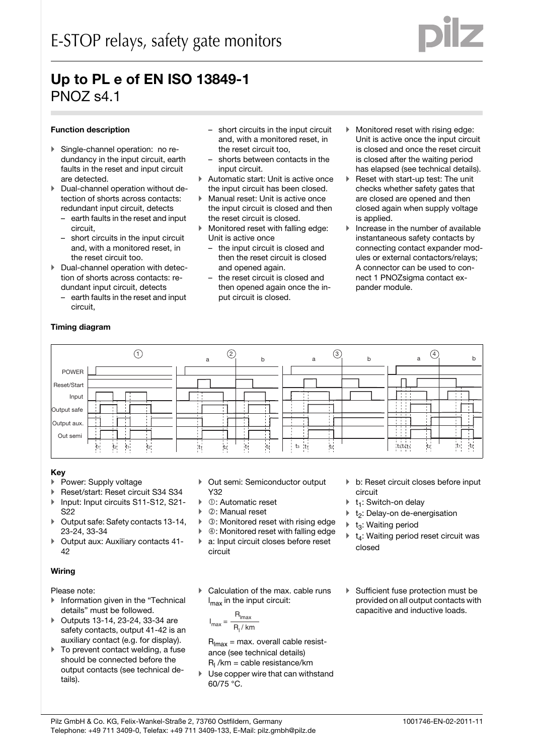# E-STOP relays, safety gate monitors

## Up to PL e of EN ISO 13849-1
PNOZ s4.1

### Function description

- Single-channel operation: no redundancy in the input circuit, earth faults in the reset and input circuit are detected.
- Dual-channel operation without detection of shorts across contacts: redundant input circuit, detects
  - earth faults in the reset and input circuit,
  - short circuits in the input circuit and, with a monitored reset, in the reset circuit too.
- Dual-channel operation with detection of shorts across contacts: redundant input circuit, detects
  - earth faults in the reset and input circuit,
  - short circuits in the input circuit and, with a monitored reset, in the reset circuit too,
  - shorts between contacts in the input circuit.
- Automatic start: Unit is active once the input circuit has been closed.
- Manual reset: Unit is active once the input circuit is closed and then the reset circuit is closed.
- Monitored reset with falling edge: Unit is active once
  - the input circuit is closed and then the reset circuit is closed and opened again.
  - the reset circuit is closed and then opened again once the input circuit is closed.
- Monitored reset with rising edge: Unit is active once the input circuit is closed and once the reset circuit is closed after the waiting period has elapsed (see technical details).
- Reset with start-up test: The unit checks whether safety gates that are closed are opened and then closed again when supply voltage is applied.
- Increase in the number of available instantaneous safety contacts by connecting contact expander modules or external contactors/relays; A connector can be used to connect 1 PNOZsigma contact expander module.

### Timing diagram

### Key

- Power: Supply voltage
- Reset/start: Reset circuit S34 S34
- Input: Input circuits S11-S12, S21-S22
- Output safe: Safety contacts 13-14, 23-24, 33-34
- Output aux: Auxiliary contacts 41-42
- Out semi: Semiconductor output Y32
- ①: Automatic reset
- ②: Manual reset
- ③: Monitored reset with rising edge
- ④: Monitored reset with falling edge
- a: Input circuit closes before reset circuit
- b: Reset circuit closes before input circuit
- $t_1$: Switch-on delay
- $t_2$: Delay-on de-energisation
- $t_3$: Waiting period
- $t_4$: Waiting period reset circuit was closed

### Wiring

Please note:

- Information given in the “Technical details” must be followed.
- Outputs 13-14, 23-24, 33-34 are safety contacts, output 41-42 is an auxiliary contact (e.g. for display).
- To prevent contact welding, a fuse should be connected before the output contacts (see technical details).
- Calculation of the max. cable runs $l_{max}$ in the input circuit:

$$l_{max} = \frac{R_{lmax}}{R_l / km}$$

  $R_{lmax}$ = max. overall cable resistance (see technical details)
  $R_l$ /km = cable resistance/km
- Use copper wire that can withstand 60/75 °C.
- Sufficient fuse protection must be provided on all output contacts with capacitive and inductive loads.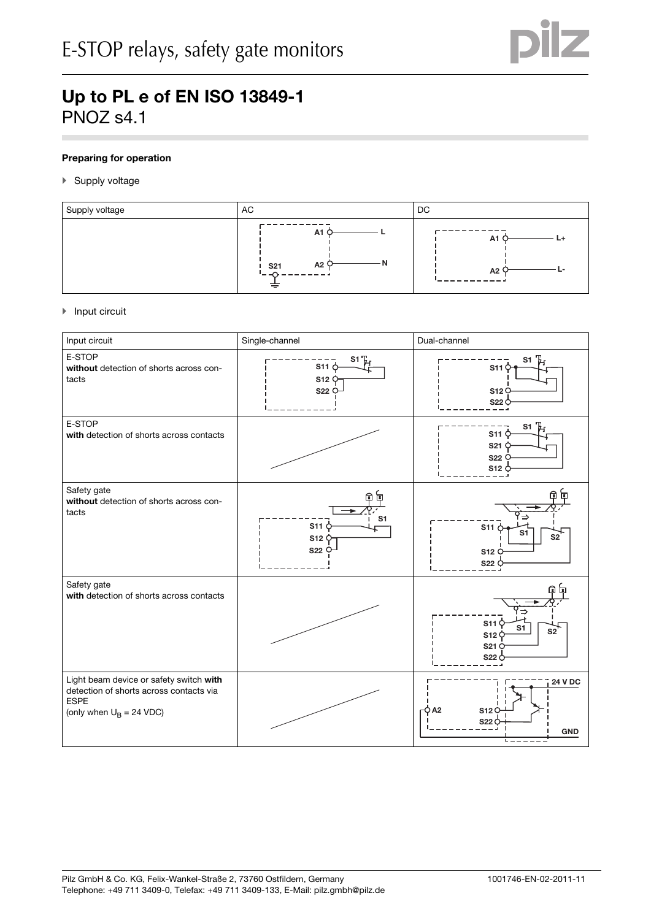## Up to PL e of EN ISO 13849-1

PNOZ s4.1

**Preparing for operation**

- Supply voltage

| Supply voltage | AC | DC |
|---|---|---|
| | A1 — L<br>A2 — N<br>S21 | A1 — L+<br>A2 — L- |

- Input circuit

| Input circuit | Single-channel | Dual-channel |
|---|---|---|
| E-STOP<br>**without** detection of shorts across contacts | S1, S11, S12, S22 | S1, S11, S12, S22 |
| E-STOP<br>**with** detection of shorts across contacts | | S1, S11, S21, S22, S12 |
| Safety gate<br>**without** detection of shorts across contacts | S1, S11, S12, S22 | S11, S1, S2, S12, S22 |
| Safety gate<br>**with** detection of shorts across contacts | | S11, S1, S2, S12, S21, S22 |
| Light beam device or safety switch **with** detection of shorts across contacts via ESPE<br>(only when $U_B$ = 24 VDC) | | 24 V DC, A2, S12, S22, GND |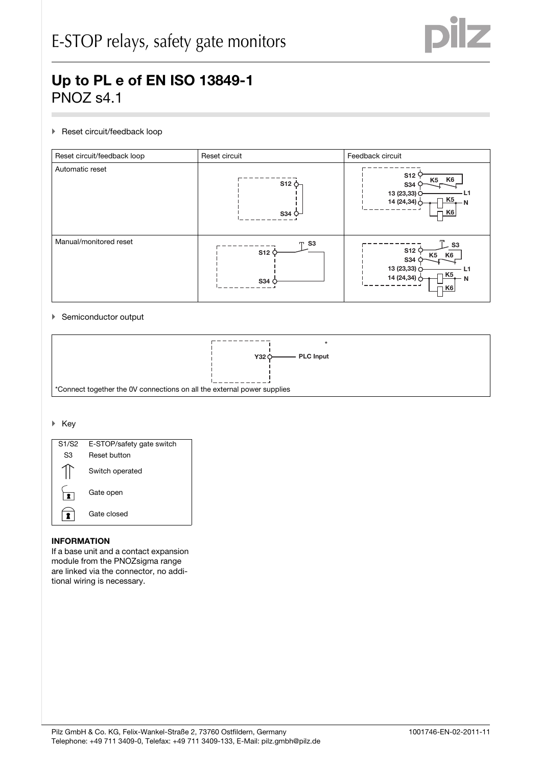# Up to PL e of EN ISO 13849-1

PNOZ s4.1

▸ Reset circuit/feedback loop

| Reset circuit/feedback loop | Reset circuit | Feedback circuit |
| --- | --- | --- |
| Automatic reset | S12, S34 | S12, S34, K5, K6, 13 (23,33), 14 (24,34), L1, N, K5, K6 |
| Manual/monitored reset | S3, S12, S34 | S3, S12, S34, K5, K6, 13 (23,33), 14 (24,34), L1, N, K5, K6 |

▸ Semiconductor output

| Y32 — PLC Input * |
| --- |
| *Connect together the 0V connections on all the external power supplies |

▸ Key

| | |
| --- | --- |
| S1/S2 | E-STOP/safety gate switch |
| S3 | Reset button |
| ⇑ | Switch operated |
| | Gate open |
| | Gate closed |

**INFORMATION**

If a base unit and a contact expansion module from the PNOZsigma range are linked via the connector, no additional wiring is necessary.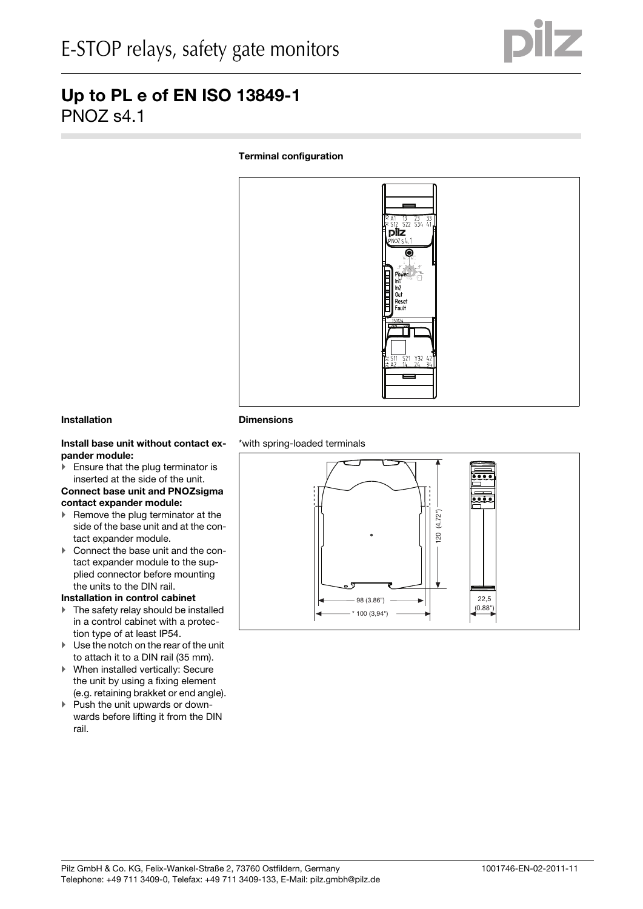## Up to PL e of EN ISO 13849-1

PNOZ s4.1

### Terminal configuration

### Installation

**Install base unit without contact expander module:**

- Ensure that the plug terminator is inserted at the side of the unit.

**Connect base unit and PNOZsigma contact expander module:**

- Remove the plug terminator at the side of the base unit and at the contact expander module.
- Connect the base unit and the contact expander module to the supplied connector before mounting the units to the DIN rail.

**Installation in control cabinet**

- The safety relay should be installed in a control cabinet with a protection type of at least IP54.
- Use the notch on the rear of the unit to attach it to a DIN rail (35 mm).
- When installed vertically: Secure the unit by using a fixing element (e.g. retaining brakket or end angle).
- Push the unit upwards or downwards before lifting it from the DIN rail.

### Dimensions

*with spring-loaded terminals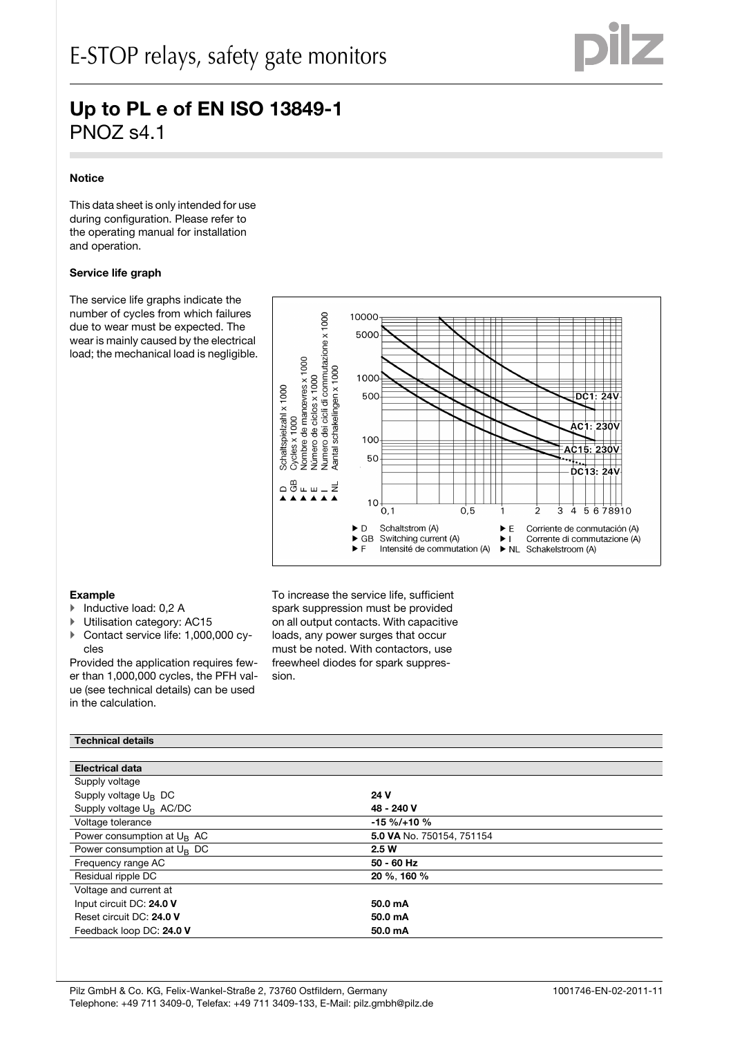# E-STOP relays, safety gate monitors

## Up to PL e of EN ISO 13849-1

PNOZ s4.1

**Notice**

This data sheet is only intended for use during configuration. Please refer to the operating manual for installation and operation.

**Service life graph**

The service life graphs indicate the number of cycles from which failures due to wear must be expected. The wear is mainly caused by the electrical load; the mechanical load is negligible.

**Example**

- Inductive load: 0,2 A
- Utilisation category: AC15
- Contact service life: 1,000,000 cycles

Provided the application requires fewer than 1,000,000 cycles, the PFH value (see technical details) can be used in the calculation.

To increase the service life, sufficient spark suppression must be provided on all output contacts. With capacitive loads, any power surges that occur must be noted. With contactors, use freewheel diodes for spark suppression.

| Technical details | |
|---|---|
| **Electrical data** | |
| Supply voltage | |
| Supply voltage $U_B$ DC | **24 V** |
| Supply voltage $U_B$ AC/DC | **48 - 240 V** |
| Voltage tolerance | **-15 %/+10 %** |
| Power consumption at $U_B$ AC | **5.0 VA** No. 750154, 751154 |
| Power consumption at $U_B$ DC | **2.5 W** |
| Frequency range AC | **50 - 60 Hz** |
| Residual ripple DC | **20 %, 160 %** |
| Voltage and current at | |
| Input circuit DC: **24.0 V** | **50.0 mA** |
| Reset circuit DC: **24.0 V** | **50.0 mA** |
| Feedback loop DC: **24.0 V** | **50.0 mA** |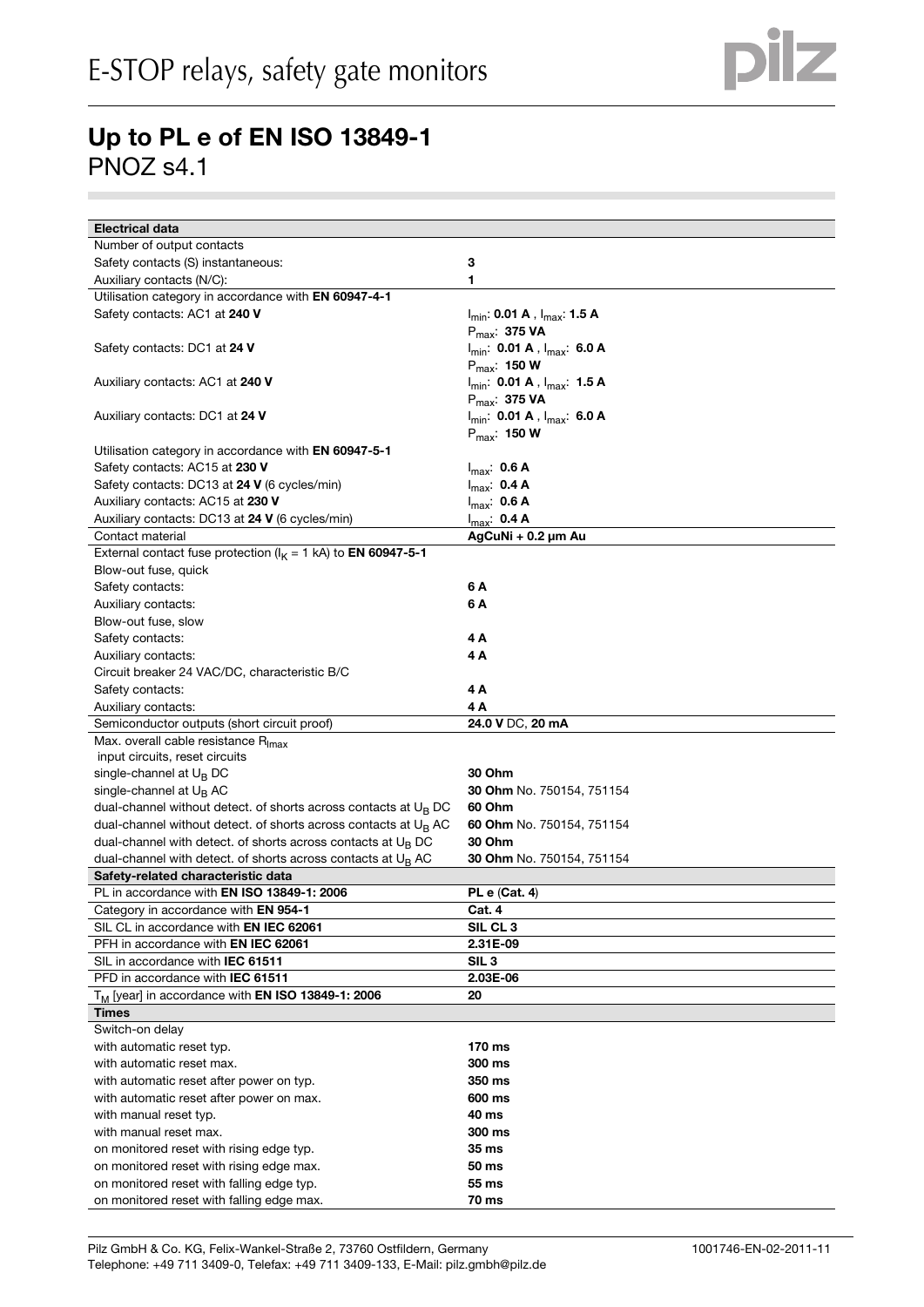# E-STOP relays, safety gate monitors

## Up to PL e of EN ISO 13849-1

PNOZ s4.1

| Electrical data | |
|---|---|
| Number of output contacts | |
| Safety contacts (S) instantaneous: | **3** |
| Auxiliary contacts (N/C): | **1** |
| Utilisation category in accordance with **EN 60947-4-1** | |
| Safety contacts: AC1 at **240 V** | $I_{min}$: **0.01 A** , $I_{max}$: **1.5 A** $P_{max}$: **375 VA** |
| Safety contacts: DC1 at **24 V** | $I_{min}$: **0.01 A** , $I_{max}$: **6.0 A** $P_{max}$: **150 W** |
| Auxiliary contacts: AC1 at **240 V** | $I_{min}$: **0.01 A** , $I_{max}$: **1.5 A** $P_{max}$: **375 VA** |
| Auxiliary contacts: DC1 at **24 V** | $I_{min}$: **0.01 A** , $I_{max}$: **6.0 A** $P_{max}$: **150 W** |
| Utilisation category in accordance with **EN 60947-5-1** | |
| Safety contacts: AC15 at **230 V** | $I_{max}$: **0.6 A** |
| Safety contacts: DC13 at **24 V** (6 cycles/min) | $I_{max}$: **0.4 A** |
| Auxiliary contacts: AC15 at **230 V** | $I_{max}$: **0.6 A** |
| Auxiliary contacts: DC13 at **24 V** (6 cycles/min) | $I_{max}$: **0.4 A** |
| Contact material | **AgCuNi + 0.2 µm Au** |
| External contact fuse protection ($I_K$ = 1 kA) to **EN 60947-5-1** | |
| Blow-out fuse, quick | |
| Safety contacts: | **6 A** |
| Auxiliary contacts: | **6 A** |
| Blow-out fuse, slow | |
| Safety contacts: | **4 A** |
| Auxiliary contacts: | **4 A** |
| Circuit breaker 24 VAC/DC, characteristic B/C | |
| Safety contacts: | **4 A** |
| Auxiliary contacts: | **4 A** |
| Semiconductor outputs (short circuit proof) | **24.0 V** DC, **20 mA** |
| Max. overall cable resistance $R_{lmax}$ input circuits, reset circuits | |
| single-channel at $U_B$ DC | **30 Ohm** |
| single-channel at $U_B$ AC | **30 Ohm** No. 750154, 751154 |
| dual-channel without detect. of shorts across contacts at $U_B$ DC | **60 Ohm** |
| dual-channel without detect. of shorts across contacts at $U_B$ AC | **60 Ohm** No. 750154, 751154 |
| dual-channel with detect. of shorts across contacts at $U_B$ DC | **30 Ohm** |
| dual-channel with detect. of shorts across contacts at $U_B$ AC | **30 Ohm** No. 750154, 751154 |
| **Safety-related characteristic data** | |
| PL in accordance with **EN ISO 13849-1: 2006** | **PL e** (**Cat. 4**) |
| Category in accordance with **EN 954-1** | **Cat. 4** |
| SIL CL in accordance with **EN IEC 62061** | **SIL CL 3** |
| PFH in accordance with **EN IEC 62061** | **2.31E-09** |
| SIL in accordance with **IEC 61511** | **SIL 3** |
| PFD in accordance with **IEC 61511** | **2.03E-06** |
| $T_M$ [year] in accordance with **EN ISO 13849-1: 2006** | **20** |
| **Times** | |
| Switch-on delay | |
| with automatic reset typ. | **170 ms** |
| with automatic reset max. | **300 ms** |
| with automatic reset after power on typ. | **350 ms** |
| with automatic reset after power on max. | **600 ms** |
| with manual reset typ. | **40 ms** |
| with manual reset max. | **300 ms** |
| on monitored reset with rising edge typ. | **35 ms** |
| on monitored reset with rising edge max. | **50 ms** |
| on monitored reset with falling edge typ. | **55 ms** |
| on monitored reset with falling edge max. | **70 ms** |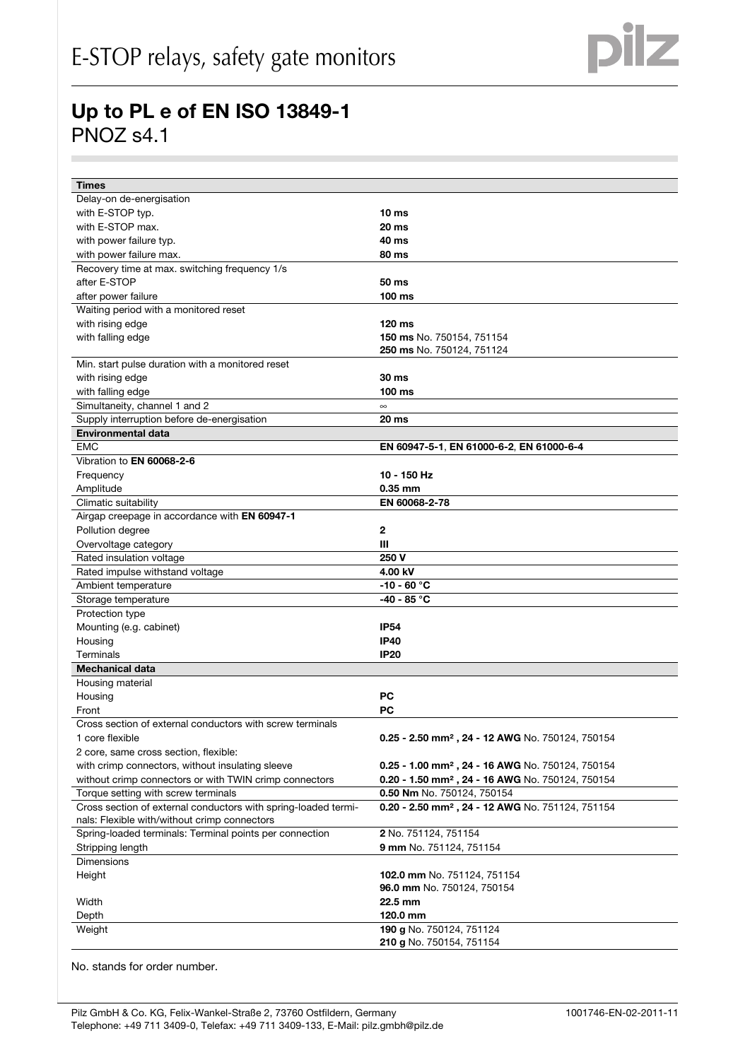# E-STOP relays, safety gate monitors

## Up to PL e of EN ISO 13849-1

PNOZ s4.1

| **Times** | |
|---|---|
| Delay-on de-energisation | |
| with E-STOP typ. | **10 ms** |
| with E-STOP max. | **20 ms** |
| with power failure typ. | **40 ms** |
| with power failure max. | **80 ms** |
| Recovery time at max. switching frequency 1/s | |
| after E-STOP | **50 ms** |
| after power failure | **100 ms** |
| Waiting period with a monitored reset | |
| with rising edge | **120 ms** |
| with falling edge | **150 ms** No. 750154, 751154<br>**250 ms** No. 750124, 751124 |
| Min. start pulse duration with a monitored reset | |
| with rising edge | **30 ms** |
| with falling edge | **100 ms** |
| Simultaneity, channel 1 and 2 | ∞ |
| Supply interruption before de-energisation | **20 ms** |
| **Environmental data** | |
| EMC | **EN 60947-5-1**, **EN 61000-6-2**, **EN 61000-6-4** |
| Vibration to **EN 60068-2-6** | |
| Frequency | **10 - 150 Hz** |
| Amplitude | **0.35 mm** |
| Climatic suitability | **EN 60068-2-78** |
| Airgap creepage in accordance with **EN 60947-1** | |
| Pollution degree | **2** |
| Overvoltage category | **III** |
| Rated insulation voltage | **250 V** |
| Rated impulse withstand voltage | **4.00 kV** |
| Ambient temperature | **-10 - 60 °C** |
| Storage temperature | **-40 - 85 °C** |
| Protection type | |
| Mounting (e.g. cabinet) | **IP54** |
| Housing | **IP40** |
| Terminals | **IP20** |
| **Mechanical data** | |
| Housing material | |
| Housing | **PC** |
| Front | **PC** |
| Cross section of external conductors with screw terminals | |
| 1 core flexible | **0.25 - 2.50 mm², 24 - 12 AWG** No. 750124, 750154 |
| 2 core, same cross section, flexible: | |
| with crimp connectors, without insulating sleeve | **0.25 - 1.00 mm², 24 - 16 AWG** No. 750124, 750154 |
| without crimp connectors or with TWIN crimp connectors | **0.20 - 1.50 mm², 24 - 16 AWG** No. 750124, 750154 |
| Torque setting with screw terminals | **0.50 Nm** No. 750124, 750154 |
| Cross section of external conductors with spring-loaded terminals: Flexible with/without crimp connectors | **0.20 - 2.50 mm², 24 - 12 AWG** No. 751124, 751154 |
| Spring-loaded terminals: Terminal points per connection | **2** No. 751124, 751154 |
| Stripping length | **9 mm** No. 751124, 751154 |
| Dimensions | |
| Height | **102.0 mm** No. 751124, 751154<br>**96.0 mm** No. 750124, 750154 |
| Width | **22.5 mm** |
| Depth | **120.0 mm** |
| Weight | **190 g** No. 750124, 751124<br>**210 g** No. 750154, 751154 |

No. stands for order number.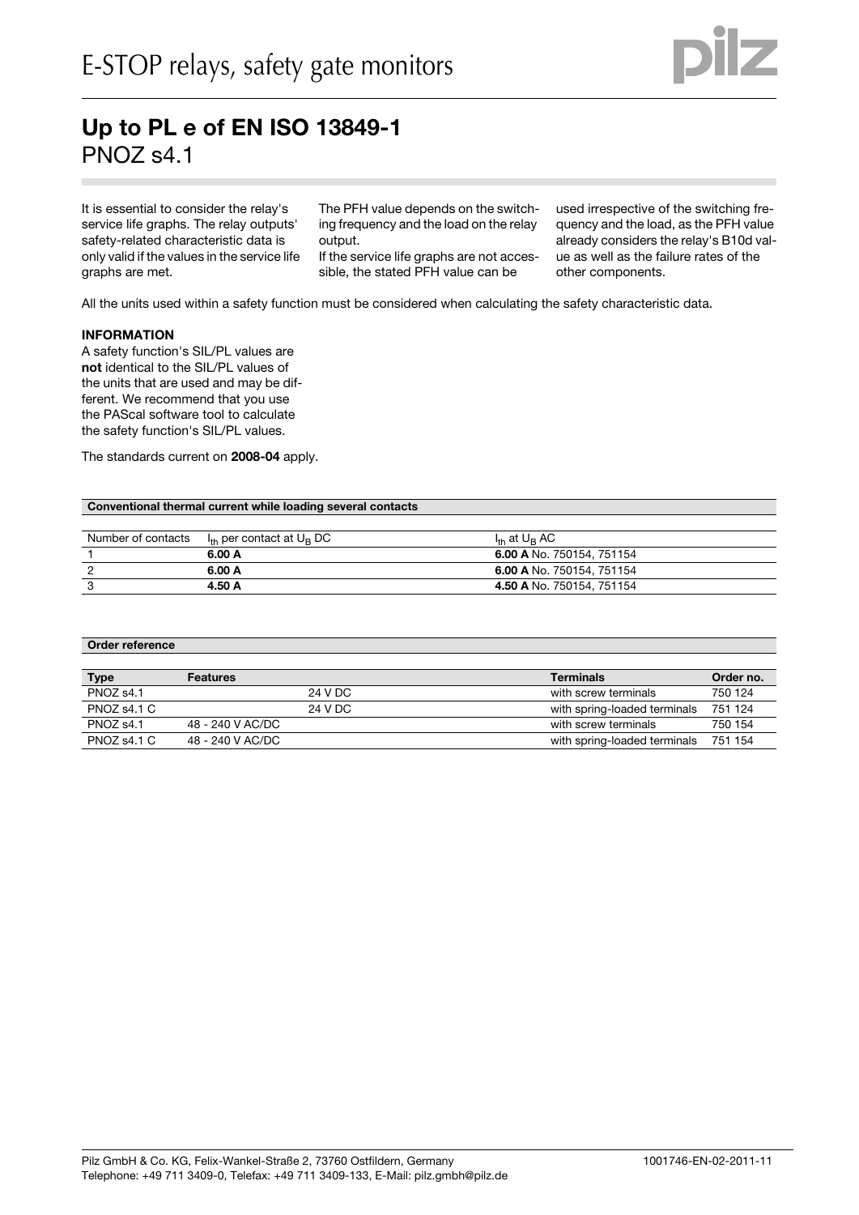## Up to PL e of EN ISO 13849-1

PNOZ s4.1

It is essential to consider the relay's service life graphs. The relay outputs' safety-related characteristic data is only valid if the values in the service life graphs are met.

The PFH value depends on the switching frequency and the load on the relay output.

If the service life graphs are not accessible, the stated PFH value can be used irrespective of the switching frequency and the load, as the PFH value already considers the relay's B10d value as well as the failure rates of the other components.

All the units used within a safety function must be considered when calculating the safety characteristic data.

**INFORMATION**

A safety function's SIL/PL values are **not** identical to the SIL/PL values of the units that are used and may be different. We recommend that you use the PAScal software tool to calculate the safety function's SIL/PL values.

The standards current on **2008-04** apply.

**Conventional thermal current while loading several contacts**

| Number of contacts | $I_{th}$ per contact at $U_B$ DC | $I_{th}$ at $U_B$ AC |
|---|---|---|
| 1 | **6.00 A** | **6.00 A** No. 750154, 751154 |
| 2 | **6.00 A** | **6.00 A** No. 750154, 751154 |
| 3 | **4.50 A** | **4.50 A** No. 750154, 751154 |

**Order reference**

| Type | Features | | Terminals | Order no. |
|---|---|---|---|---|
| PNOZ s4.1 | | 24 V DC | with screw terminals | 750 124 |
| PNOZ s4.1 C | | 24 V DC | with spring-loaded terminals | 751 124 |
| PNOZ s4.1 | 48 - 240 V AC/DC | | with screw terminals | 750 154 |
| PNOZ s4.1 C | 48 - 240 V AC/DC | | with spring-loaded terminals | 751 154 |